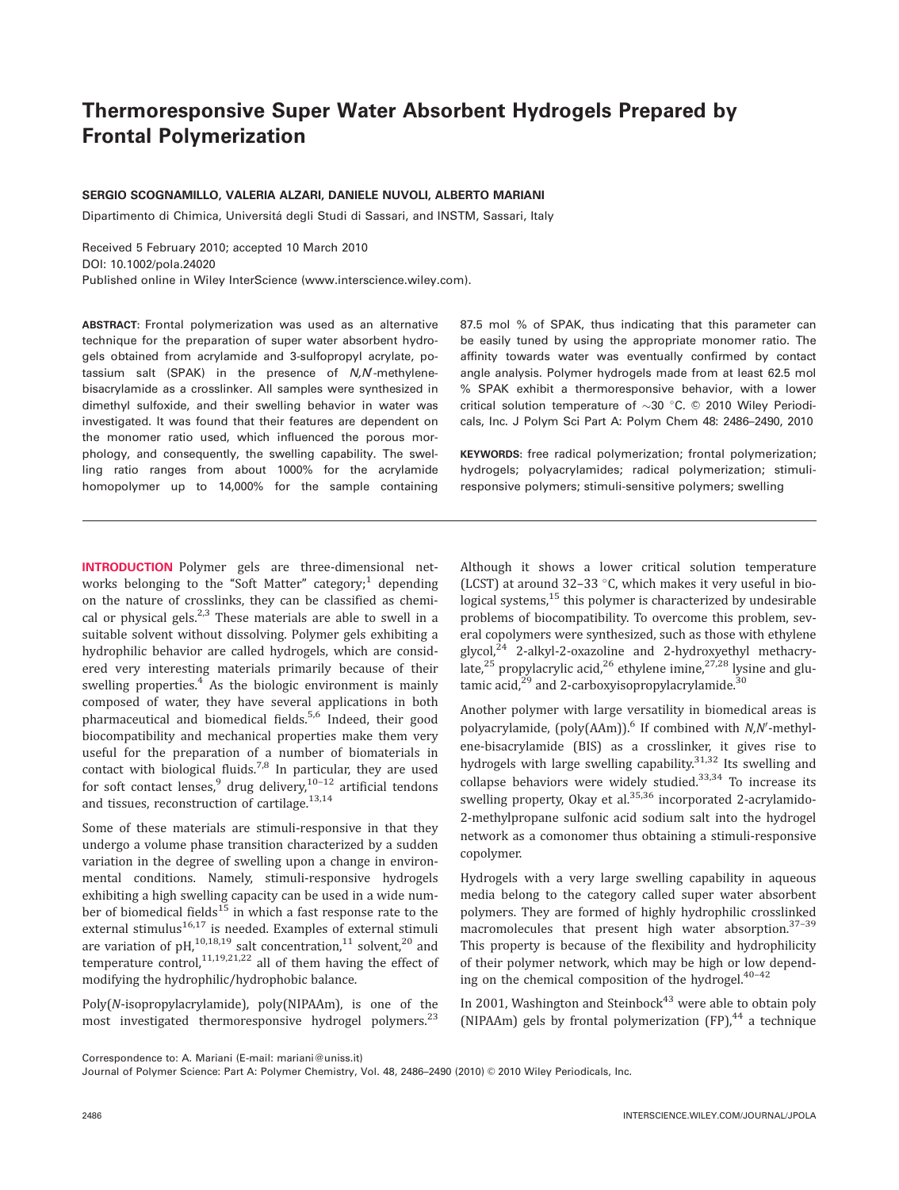# Thermoresponsive Super Water Absorbent Hydrogels Prepared by Frontal Polymerization

**SERGIO SCOGNAMILLO, VALERIA ALZARI, DANIELE NUVOLI, ALBERTO MARIANI**

Dipartimento di Chimica, Universitá degli Studi di Sassari, and INSTM, Sassari, Italy

Received 5 February 2010; accepted 10 March 2010
DOI: 10.1002/pola.24020
Published online in Wiley InterScience (www.interscience.wiley.com).

**ABSTRACT**: Frontal polymerization was used as an alternative technique for the preparation of super water absorbent hydrogels obtained from acrylamide and 3-sulfopropyl acrylate, potassium salt (SPAK) in the presence of *N,N*-methylene-bisacrylamide as a crosslinker. All samples were synthesized in dimethyl sulfoxide, and their swelling behavior in water was investigated. It was found that their features are dependent on the monomer ratio used, which influenced the porous morphology, and consequently, the swelling capability. The swelling ratio ranges from about 1000% for the acrylamide homopolymer up to 14,000% for the sample containing 87.5 mol % of SPAK, thus indicating that this parameter can be easily tuned by using the appropriate monomer ratio. The affinity towards water was eventually confirmed by contact angle analysis. Polymer hydrogels made from at least 62.5 mol % SPAK exhibit a thermoresponsive behavior, with a lower critical solution temperature of ~30 °C. © 2010 Wiley Periodicals, Inc. J Polym Sci Part A: Polym Chem 48: 2486–2490, 2010

**KEYWORDS**: free radical polymerization; frontal polymerization; hydrogels; polyacrylamides; radical polymerization; stimuli-responsive polymers; stimuli-sensitive polymers; swelling

**INTRODUCTION** Polymer gels are three-dimensional networks belonging to the "Soft Matter" category;[1] depending on the nature of crosslinks, they can be classified as chemical or physical gels.[2,3] These materials are able to swell in a suitable solvent without dissolving. Polymer gels exhibiting a hydrophilic behavior are called hydrogels, which are considered very interesting materials primarily because of their swelling properties.[4] As the biologic environment is mainly composed of water, they have several applications in both pharmaceutical and biomedical fields.[5,6] Indeed, their good biocompatibility and mechanical properties make them very useful for the preparation of a number of biomaterials in contact with biological fluids.[7,8] In particular, they are used for soft contact lenses,[9] drug delivery,[10–12] artificial tendons and tissues, reconstruction of cartilage.[13,14]

Some of these materials are stimuli-responsive in that they undergo a volume phase transition characterized by a sudden variation in the degree of swelling upon a change in environmental conditions. Namely, stimuli-responsive hydrogels exhibiting a high swelling capacity can be used in a wide number of biomedical fields[15] in which a fast response rate to the external stimulus[16,17] is needed. Examples of external stimuli are variation of pH,[10,18,19] salt concentration,[11] solvent,[20] and temperature control,[11,19,21,22] all of them having the effect of modifying the hydrophilic/hydrophobic balance.

Poly(*N*-isopropylacrylamide), poly(NIPAAm), is one of the most investigated thermoresponsive hydrogel polymers.[23] Although it shows a lower critical solution temperature (LCST) at around 32–33 °C, which makes it very useful in biological systems,[15] this polymer is characterized by undesirable problems of biocompatibility. To overcome this problem, several copolymers were synthesized, such as those with ethylene glycol,[24] 2-alkyl-2-oxazoline and 2-hydroxyethyl methacrylate,[25] propylacrylic acid,[26] ethylene imine,[27,28] lysine and glutamic acid,[29] and 2-carboxyisopropylacrylamide.[30]

Another polymer with large versatility in biomedical areas is polyacrylamide, (poly(AAm)).[6] If combined with *N,N*′-methylene-bisacrylamide (BIS) as a crosslinker, it gives rise to hydrogels with large swelling capability.[31,32] Its swelling and collapse behaviors were widely studied.[33,34] To increase its swelling property, Okay et al.[35,36] incorporated 2-acrylamido-2-methylpropane sulfonic acid sodium salt into the hydrogel network as a comonomer thus obtaining a stimuli-responsive copolymer.

Hydrogels with a very large swelling capability in aqueous media belong to the category called super water absorbent polymers. They are formed of highly hydrophilic crosslinked macromolecules that present high water absorption.[37–39] This property is because of the flexibility and hydrophilicity of their polymer network, which may be high or low depending on the chemical composition of the hydrogel.[40–42]

In 2001, Washington and Steinbock[43] were able to obtain poly (NIPAAm) gels by frontal polymerization (FP),[44] a technique

Correspondence to: A. Mariani (E-mail: mariani@uniss.it)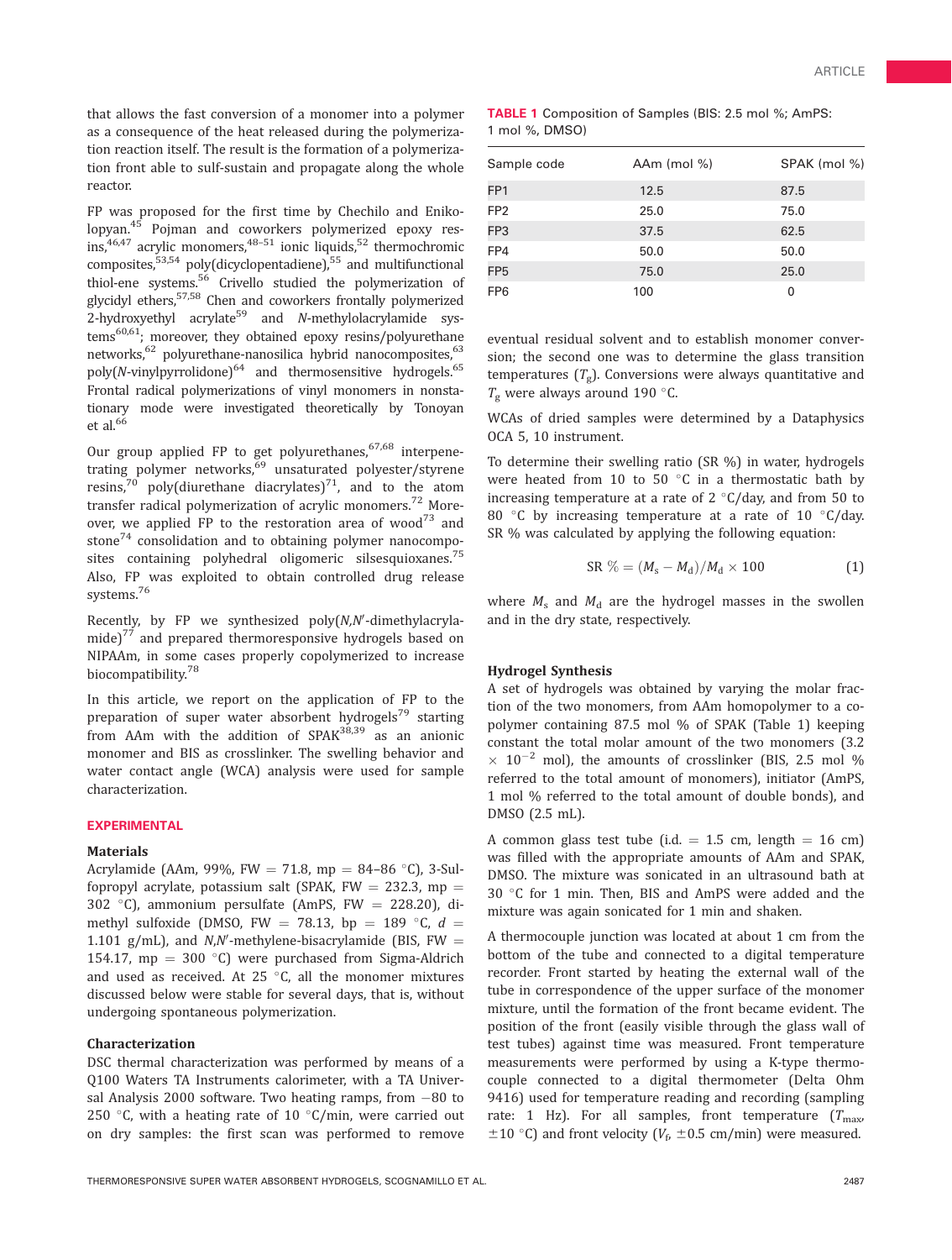that allows the fast conversion of a monomer into a polymer as a consequence of the heat released during the polymerization reaction itself. The result is the formation of a polymerization front able to sulf-sustain and propagate along the whole reactor.

FP was proposed for the first time by Chechilo and Enikolopyan.[45] Pojman and coworkers polymerized epoxy resins,[46,47] acrylic monomers,[48–51] ionic liquids,[52] thermochromic composites,[53,54] poly(dicyclopentadiene),[55] and multifunctional thiol-ene systems.[56] Crivello studied the polymerization of glycidyl ethers,[57,58] Chen and coworkers frontally polymerized 2-hydroxyethyl acrylate[59] and *N*-methylolacrylamide systems[60,61]; moreover, they obtained epoxy resins/polyurethane networks,[62] polyurethane-nanosilica hybrid nanocomposites,[63] poly(*N*-vinylpyrrolidone)[64] and thermosensitive hydrogels.[65] Frontal radical polymerizations of vinyl monomers in nonstationary mode were investigated theoretically by Tonoyan et al.[66]

Our group applied FP to get polyurethanes,[67,68] interpenetrating polymer networks,[69] unsaturated polyester/styrene resins,[70] poly(diurethane diacrylates)[71], and to the atom transfer radical polymerization of acrylic monomers.[72] Moreover, we applied FP to the restoration area of wood[73] and stone[74] consolidation and to obtaining polymer nanocomposites containing polyhedral oligomeric silsesquioxanes.[75] Also, FP was exploited to obtain controlled drug release systems.[76]

Recently, by FP we synthesized poly(*N,N*′-dimethylacrylamide)[77] and prepared thermoresponsive hydrogels based on NIPAAm, in some cases properly copolymerized to increase biocompatibility.[78]

In this article, we report on the application of FP to the preparation of super water absorbent hydrogels[79] starting from AAm with the addition of SPAK[38,39] as an anionic monomer and BIS as crosslinker. The swelling behavior and water contact angle (WCA) analysis were used for sample characterization.

## EXPERIMENTAL

### Materials

Acrylamide (AAm, 99%, FW = 71.8, mp = 84–86 °C), 3-Sulfopropyl acrylate, potassium salt (SPAK, FW = 232.3, mp = 302 °C), ammonium persulfate (AmPS, FW = 228.20), dimethyl sulfoxide (DMSO, FW = 78.13, bp = 189 °C, $d$ = 1.101 g/mL), and *N,N*′-methylene-bisacrylamide (BIS, FW = 154.17, mp = 300 °C) were purchased from Sigma-Aldrich and used as received. At 25 °C, all the monomer mixtures discussed below were stable for several days, that is, without undergoing spontaneous polymerization.

### Characterization

DSC thermal characterization was performed by means of a Q100 Waters TA Instruments calorimeter, with a TA Universal Analysis 2000 software. Two heating ramps, from −80 to 250 °C, with a heating rate of 10 °C/min, were carried out on dry samples: the first scan was performed to remove eventual residual solvent and to establish monomer conversion; the second one was to determine the glass transition temperatures ($T_g$). Conversions were always quantitative and $T_g$ were always around 190 °C.

WCAs of dried samples were determined by a Dataphysics OCA 5, 10 instrument.

To determine their swelling ratio (SR %) in water, hydrogels were heated from 10 to 50 °C in a thermostatic bath by increasing temperature at a rate of 2 °C/day, and from 50 to 80 °C by increasing temperature at a rate of 10 °C/day. SR % was calculated by applying the following equation:

$$\text{SR}\ \% = (M_s - M_d)/M_d \times 100 \tag{1}$$

where $M_s$ and $M_d$ are the hydrogel masses in the swollen and in the dry state, respectively.

**TABLE 1** Composition of Samples (BIS: 2.5 mol %; AmPS: 1 mol %, DMSO)

| Sample code | AAm (mol %) | SPAK (mol %) |
|---|---|---|
| FP1 | 12.5 | 87.5 |
| FP2 | 25.0 | 75.0 |
| FP3 | 37.5 | 62.5 |
| FP4 | 50.0 | 50.0 |
| FP5 | 75.0 | 25.0 |
| FP6 | 100 | 0 |

### Hydrogel Synthesis

A set of hydrogels was obtained by varying the molar fraction of the two monomers, from AAm homopolymer to a copolymer containing 87.5 mol % of SPAK (Table 1) keeping constant the total molar amount of the two monomers (3.2 × $10^{-2}$ mol), the amounts of crosslinker (BIS, 2.5 mol % referred to the total amount of monomers), initiator (AmPS, 1 mol % referred to the total amount of double bonds), and DMSO (2.5 mL).

A common glass test tube (i.d. = 1.5 cm, length = 16 cm) was filled with the appropriate amounts of AAm and SPAK, DMSO. The mixture was sonicated in an ultrasound bath at 30 °C for 1 min. Then, BIS and AmPS were added and the mixture was again sonicated for 1 min and shaken.

A thermocouple junction was located at about 1 cm from the bottom of the tube and connected to a digital temperature recorder. Front started by heating the external wall of the tube in correspondence of the upper surface of the monomer mixture, until the formation of the front became evident. The position of the front (easily visible through the glass wall of test tubes) against time was measured. Front temperature measurements were performed by using a K-type thermocouple connected to a digital thermometer (Delta Ohm 9416) used for temperature reading and recording (sampling rate: 1 Hz). For all samples, front temperature ($T_{max}$, ±10 °C) and front velocity ($V_f$, ±0.5 cm/min) were measured.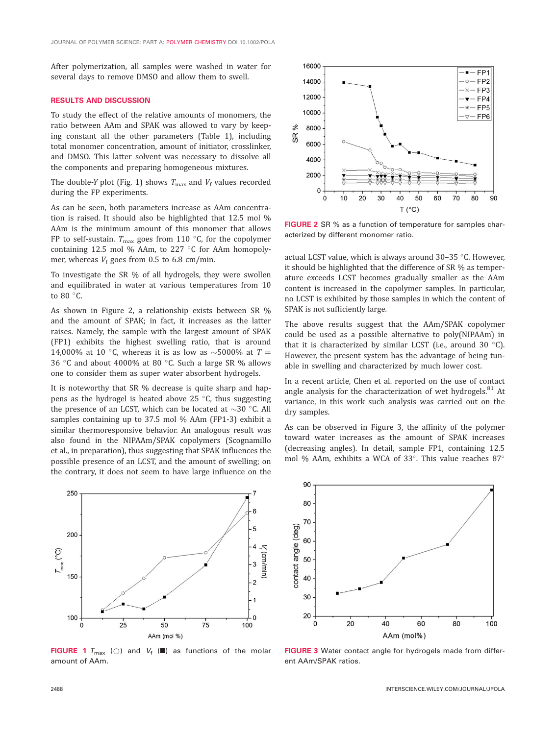After polymerization, all samples were washed in water for several days to remove DMSO and allow them to swell.

## RESULTS AND DISCUSSION

To study the effect of the relative amounts of monomers, the ratio between AAm and SPAK was allowed to vary by keeping constant all the other parameters (Table 1), including total monomer concentration, amount of initiator, crosslinker, and DMSO. This latter solvent was necessary to dissolve all the components and preparing homogeneous mixtures.

The double-*Y* plot (Fig. 1) shows $T_{max}$ and $V_f$ values recorded during the FP experiments.

As can be seen, both parameters increase as AAm concentration is raised. It should also be highlighted that 12.5 mol % AAm is the minimum amount of this monomer that allows FP to self-sustain. $T_{max}$ goes from 110 °C, for the copolymer containing 12.5 mol % AAm, to 227 °C for AAm homopolymer, whereas $V_f$ goes from 0.5 to 6.8 cm/min.

To investigate the SR % of all hydrogels, they were swollen and equilibrated in water at various temperatures from 10 to 80 °C.

As shown in Figure 2, a relationship exists between SR % and the amount of SPAK; in fact, it increases as the latter raises. Namely, the sample with the largest amount of SPAK (FP1) exhibits the highest swelling ratio, that is around 14,000% at 10 °C, whereas it is as low as ~5000% at $T$ = 36 °C and about 4000% at 80 °C. Such a large SR % allows one to consider them as super water absorbent hydrogels.

It is noteworthy that SR % decrease is quite sharp and happens as the hydrogel is heated above 25 °C, thus suggesting the presence of an LCST, which can be located at ~30 °C. All samples containing up to 37.5 mol % AAm (FP1-3) exhibit a similar thermoresponsive behavior. An analogous result was also found in the NIPAAm/SPAK copolymers (Scognamillo et al., in preparation), thus suggesting that SPAK influences the possible presence of an LCST, and the amount of swelling; on the contrary, it does not seem to have large influence on the actual LCST value, which is always around 30–35 °C. However, it should be highlighted that the difference of SR % as temperature exceeds LCST becomes gradually smaller as the AAm content is increased in the copolymer samples. In particular, no LCST is exhibited by those samples in which the content of SPAK is not sufficiently large.

The above results suggest that the AAm/SPAK copolymer could be used as a possible alternative to poly(NIPAAm) in that it is characterized by similar LCST (i.e., around 30 °C). However, the present system has the advantage of being tunable in swelling and characterized by much lower cost.

In a recent article, Chen et al. reported on the use of contact angle analysis for the characterization of wet hydrogels.[81] At variance, in this work such analysis was carried out on the dry samples.

As can be observed in Figure 3, the affinity of the polymer toward water increases as the amount of SPAK increases (decreasing angles). In detail, sample FP1, containing 12.5 mol % AAm, exhibits a WCA of 33°. This value reaches 87°

FIGURE 2 SR % as a function of temperature for samples characterized by different monomer ratio.

FIGURE 1 $T_{max}$ (○) and $V_f$ (■) as functions of the molar amount of AAm.

FIGURE 3 Water contact angle for hydrogels made from different AAm/SPAK ratios.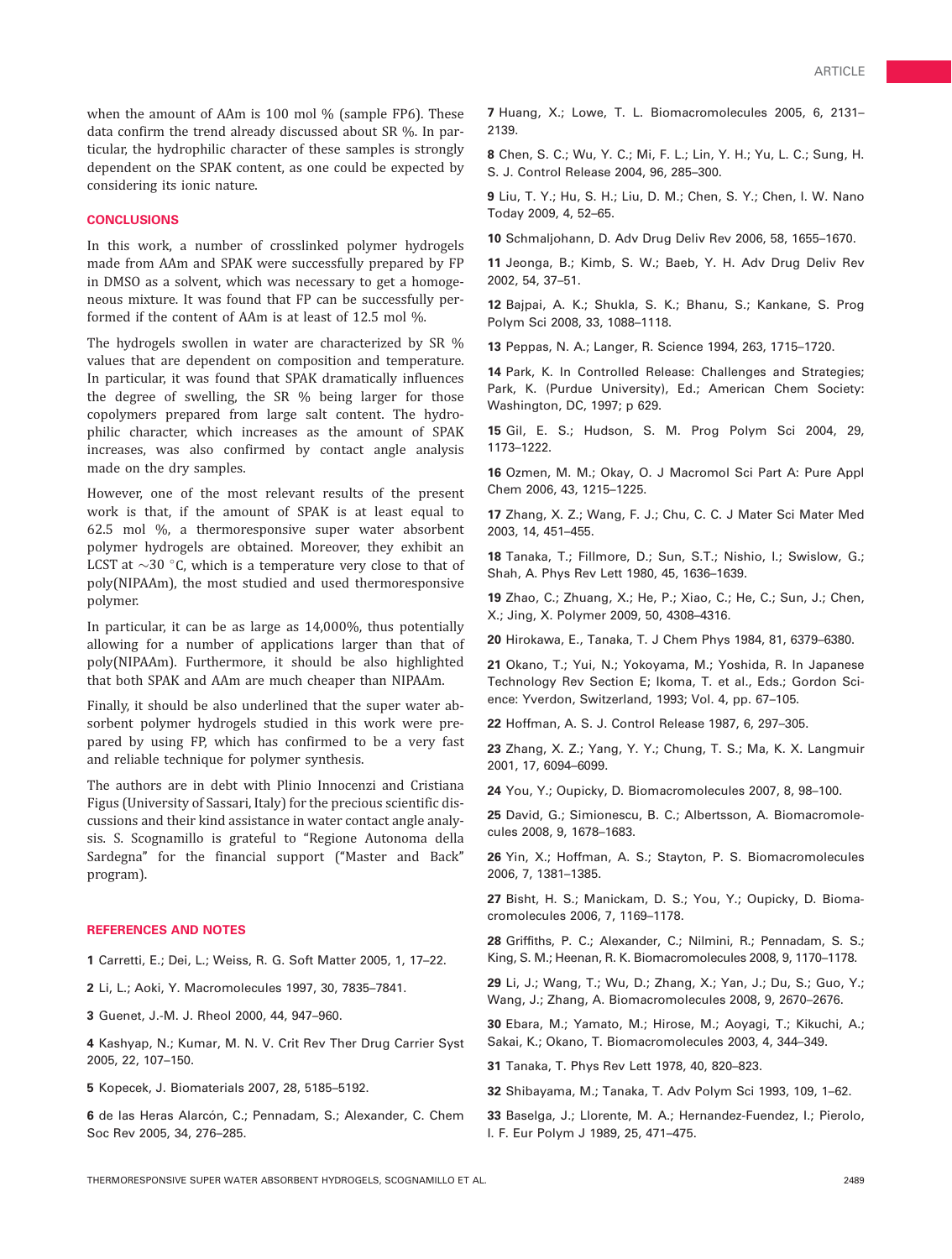when the amount of AAm is 100 mol % (sample FP6). These data confirm the trend already discussed about SR %. In particular, the hydrophilic character of these samples is strongly dependent on the SPAK content, as one could be expected by considering its ionic nature.

## CONCLUSIONS

In this work, a number of crosslinked polymer hydrogels made from AAm and SPAK were successfully prepared by FP in DMSO as a solvent, which was necessary to get a homogeneous mixture. It was found that FP can be successfully performed if the content of AAm is at least of 12.5 mol %.

The hydrogels swollen in water are characterized by SR % values that are dependent on composition and temperature. In particular, it was found that SPAK dramatically influences the degree of swelling, the SR % being larger for those copolymers prepared from large salt content. The hydrophilic character, which increases as the amount of SPAK increases, was also confirmed by contact angle analysis made on the dry samples.

However, one of the most relevant results of the present work is that, if the amount of SPAK is at least equal to 62.5 mol %, a thermoresponsive super water absorbent polymer hydrogels are obtained. Moreover, they exhibit an LCST at ~30 °C, which is a temperature very close to that of poly(NIPAAm), the most studied and used thermoresponsive polymer.

In particular, it can be as large as 14,000%, thus potentially allowing for a number of applications larger than that of poly(NIPAAm). Furthermore, it should be also highlighted that both SPAK and AAm are much cheaper than NIPAAm.

Finally, it should be also underlined that the super water absorbent polymer hydrogels studied in this work were prepared by using FP, which has confirmed to be a very fast and reliable technique for polymer synthesis.

The authors are in debt with Plinio Innocenzi and Cristiana Figus (University of Sassari, Italy) for the precious scientific discussions and their kind assistance in water contact angle analysis. S. Scognamillo is grateful to "Regione Autonoma della Sardegna" for the financial support ("Master and Back" program).

## REFERENCES AND NOTES

1 Carretti, E.; Dei, L.; Weiss, R. G. Soft Matter 2005, 1, 17–22.

2 Li, L.; Aoki, Y. Macromolecules 1997, 30, 7835–7841.

3 Guenet, J.-M. J. Rheol 2000, 44, 947–960.

4 Kashyap, N.; Kumar, M. N. V. Crit Rev Ther Drug Carrier Syst 2005, 22, 107–150.

5 Kopecek, J. Biomaterials 2007, 28, 5185–5192.

6 de las Heras Alarcón, C.; Pennadam, S.; Alexander, C. Chem Soc Rev 2005, 34, 276–285.

7 Huang, X.; Lowe, T. L. Biomacromolecules 2005, 6, 2131–2139.

8 Chen, S. C.; Wu, Y. C.; Mi, F. L.; Lin, Y. H.; Yu, L. C.; Sung, H. S. J. Control Release 2004, 96, 285–300.

9 Liu, T. Y.; Hu, S. H.; Liu, D. M.; Chen, S. Y.; Chen, I. W. Nano Today 2009, 4, 52–65.

10 Schmaljohann, D. Adv Drug Deliv Rev 2006, 58, 1655–1670.

11 Jeonga, B.; Kimb, S. W.; Baeb, Y. H. Adv Drug Deliv Rev 2002, 54, 37–51.

12 Bajpai, A. K.; Shukla, S. K.; Bhanu, S.; Kankane, S. Prog Polym Sci 2008, 33, 1088–1118.

13 Peppas, N. A.; Langer, R. Science 1994, 263, 1715–1720.

14 Park, K. In Controlled Release: Challenges and Strategies; Park, K. (Purdue University), Ed.; American Chem Society: Washington, DC, 1997; p 629.

15 Gil, E. S.; Hudson, S. M. Prog Polym Sci 2004, 29, 1173–1222.

16 Ozmen, M. M.; Okay, O. J Macromol Sci Part A: Pure Appl Chem 2006, 43, 1215–1225.

17 Zhang, X. Z.; Wang, F. J.; Chu, C. C. J Mater Sci Mater Med 2003, 14, 451–455.

18 Tanaka, T.; Fillmore, D.; Sun, S.T.; Nishio, I.; Swislow, G.; Shah, A. Phys Rev Lett 1980, 45, 1636–1639.

19 Zhao, C.; Zhuang, X.; He, P.; Xiao, C.; He, C.; Sun, J.; Chen, X.; Jing, X. Polymer 2009, 50, 4308–4316.

20 Hirokawa, E., Tanaka, T. J Chem Phys 1984, 81, 6379–6380.

21 Okano, T.; Yui, N.; Yokoyama, M.; Yoshida, R. In Japanese Technology Rev Section E; Ikoma, T. et al., Eds.; Gordon Science: Yverdon, Switzerland, 1993; Vol. 4, pp. 67–105.

22 Hoffman, A. S. J. Control Release 1987, 6, 297–305.

23 Zhang, X. Z.; Yang, Y. Y.; Chung, T. S.; Ma, K. X. Langmuir 2001, 17, 6094–6099.

24 You, Y.; Oupicky, D. Biomacromolecules 2007, 8, 98–100.

25 David, G.; Simionescu, B. C.; Albertsson, A. Biomacromolecules 2008, 9, 1678–1683.

26 Yin, X.; Hoffman, A. S.; Stayton, P. S. Biomacromolecules 2006, 7, 1381–1385.

27 Bisht, H. S.; Manickam, D. S.; You, Y.; Oupicky, D. Biomacromolecules 2006, 7, 1169–1178.

28 Griffiths, P. C.; Alexander, C.; Nilmini, R.; Pennadam, S. S.; King, S. M.; Heenan, R. K. Biomacromolecules 2008, 9, 1170–1178.

29 Li, J.; Wang, T.; Wu, D.; Zhang, X.; Yan, J.; Du, S.; Guo, Y.; Wang, J.; Zhang, A. Biomacromolecules 2008, 9, 2670–2676.

30 Ebara, M.; Yamato, M.; Hirose, M.; Aoyagi, T.; Kikuchi, A.; Sakai, K.; Okano, T. Biomacromolecules 2003, 4, 344–349.

31 Tanaka, T. Phys Rev Lett 1978, 40, 820–823.

32 Shibayama, M.; Tanaka, T. Adv Polym Sci 1993, 109, 1–62.

33 Baselga, J.; Llorente, M. A.; Hernandez-Fuendez, I.; Pierolo, I. F. Eur Polym J 1989, 25, 471–475.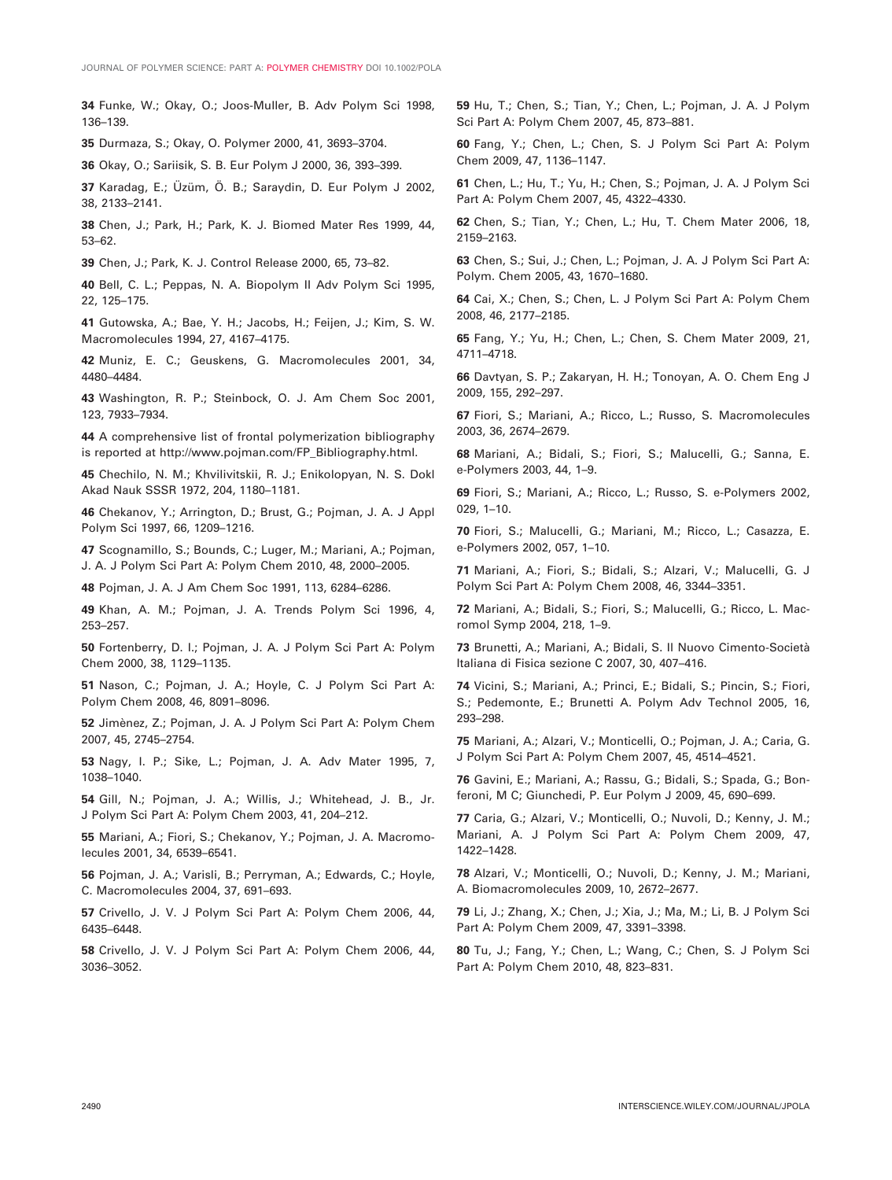34 Funke, W.; Okay, O.; Joos-Muller, B. Adv Polym Sci 1998, 136–139.

35 Durmaza, S.; Okay, O. Polymer 2000, 41, 3693–3704.

36 Okay, O.; Sariisik, S. B. Eur Polym J 2000, 36, 393–399.

37 Karadag, E.; Üzüm, Ö. B.; Saraydin, D. Eur Polym J 2002, 38, 2133–2141.

38 Chen, J.; Park, H.; Park, K. J. Biomed Mater Res 1999, 44, 53–62.

39 Chen, J.; Park, K. J. Control Release 2000, 65, 73–82.

40 Bell, C. L.; Peppas, N. A. Biopolym II Adv Polym Sci 1995, 22, 125–175.

41 Gutowska, A.; Bae, Y. H.; Jacobs, H.; Feijen, J.; Kim, S. W. Macromolecules 1994, 27, 4167–4175.

42 Muniz, E. C.; Geuskens, G. Macromolecules 2001, 34, 4480–4484.

43 Washington, R. P.; Steinbock, O. J. Am Chem Soc 2001, 123, 7933–7934.

44 A comprehensive list of frontal polymerization bibliography is reported at http://www.pojman.com/FP_Bibliography.html.

45 Chechilo, N. M.; Khvilivitskii, R. J.; Enikolopyan, N. S. Dokl Akad Nauk SSSR 1972, 204, 1180–1181.

46 Chekanov, Y.; Arrington, D.; Brust, G.; Pojman, J. A. J Appl Polym Sci 1997, 66, 1209–1216.

47 Scognamillo, S.; Bounds, C.; Luger, M.; Mariani, A.; Pojman, J. A. J Polym Sci Part A: Polym Chem 2010, 48, 2000–2005.

48 Pojman, J. A. J Am Chem Soc 1991, 113, 6284–6286.

49 Khan, A. M.; Pojman, J. A. Trends Polym Sci 1996, 4, 253–257.

50 Fortenberry, D. I.; Pojman, J. A. J Polym Sci Part A: Polym Chem 2000, 38, 1129–1135.

51 Nason, C.; Pojman, J. A.; Hoyle, C. J Polym Sci Part A: Polym Chem 2008, 46, 8091–8096.

52 Jimènez, Z.; Pojman, J. A. J Polym Sci Part A: Polym Chem 2007, 45, 2745–2754.

53 Nagy, I. P.; Sike, L.; Pojman, J. A. Adv Mater 1995, 7, 1038–1040.

54 Gill, N.; Pojman, J. A.; Willis, J.; Whitehead, J. B., Jr. J Polym Sci Part A: Polym Chem 2003, 41, 204–212.

55 Mariani, A.; Fiori, S.; Chekanov, Y.; Pojman, J. A. Macromolecules 2001, 34, 6539–6541.

56 Pojman, J. A.; Varisli, B.; Perryman, A.; Edwards, C.; Hoyle, C. Macromolecules 2004, 37, 691–693.

57 Crivello, J. V. J Polym Sci Part A: Polym Chem 2006, 44, 6435–6448.

58 Crivello, J. V. J Polym Sci Part A: Polym Chem 2006, 44, 3036–3052.

59 Hu, T.; Chen, S.; Tian, Y.; Chen, L.; Pojman, J. A. J Polym Sci Part A: Polym Chem 2007, 45, 873–881.

60 Fang, Y.; Chen, L.; Chen, S. J Polym Sci Part A: Polym Chem 2009, 47, 1136–1147.

61 Chen, L.; Hu, T.; Yu, H.; Chen, S.; Pojman, J. A. J Polym Sci Part A: Polym Chem 2007, 45, 4322–4330.

62 Chen, S.; Tian, Y.; Chen, L.; Hu, T. Chem Mater 2006, 18, 2159–2163.

63 Chen, S.; Sui, J.; Chen, L.; Pojman, J. A. J Polym Sci Part A: Polym. Chem 2005, 43, 1670–1680.

64 Cai, X.; Chen, S.; Chen, L. J Polym Sci Part A: Polym Chem 2008, 46, 2177–2185.

65 Fang, Y.; Yu, H.; Chen, L.; Chen, S. Chem Mater 2009, 21, 4711–4718.

66 Davtyan, S. P.; Zakaryan, H. H.; Tonoyan, A. O. Chem Eng J 2009, 155, 292–297.

67 Fiori, S.; Mariani, A.; Ricco, L.; Russo, S. Macromolecules 2003, 36, 2674–2679.

68 Mariani, A.; Bidali, S.; Fiori, S.; Malucelli, G.; Sanna, E. e-Polymers 2003, 44, 1–9.

69 Fiori, S.; Mariani, A.; Ricco, L.; Russo, S. e-Polymers 2002, 029, 1–10.

70 Fiori, S.; Malucelli, G.; Mariani, M.; Ricco, L.; Casazza, E. e-Polymers 2002, 057, 1–10.

71 Mariani, A.; Fiori, S.; Bidali, S.; Alzari, V.; Malucelli, G. J Polym Sci Part A: Polym Chem 2008, 46, 3344–3351.

72 Mariani, A.; Bidali, S.; Fiori, S.; Malucelli, G.; Ricco, L. Macromol Symp 2004, 218, 1–9.

73 Brunetti, A.; Mariani, A.; Bidali, S. Il Nuovo Cimento-Società Italiana di Fisica sezione C 2007, 30, 407–416.

74 Vicini, S.; Mariani, A.; Princi, E.; Bidali, S.; Pincin, S.; Fiori, S.; Pedemonte, E.; Brunetti A. Polym Adv Technol 2005, 16, 293–298.

75 Mariani, A.; Alzari, V.; Monticelli, O.; Pojman, J. A.; Caria, G. J Polym Sci Part A: Polym Chem 2007, 45, 4514–4521.

76 Gavini, E.; Mariani, A.; Rassu, G.; Bidali, S.; Spada, G.; Bonferoni, M C; Giunchedi, P. Eur Polym J 2009, 45, 690–699.

77 Caria, G.; Alzari, V.; Monticelli, O.; Nuvoli, D.; Kenny, J. M.; Mariani, A. J Polym Sci Part A: Polym Chem 2009, 47, 1422–1428.

78 Alzari, V.; Monticelli, O.; Nuvoli, D.; Kenny, J. M.; Mariani, A. Biomacromolecules 2009, 10, 2672–2677.

79 Li, J.; Zhang, X.; Chen, J.; Xia, J.; Ma, M.; Li, B. J Polym Sci Part A: Polym Chem 2009, 47, 3391–3398.

80 Tu, J.; Fang, Y.; Chen, L.; Wang, C.; Chen, S. J Polym Sci Part A: Polym Chem 2010, 48, 823–831.